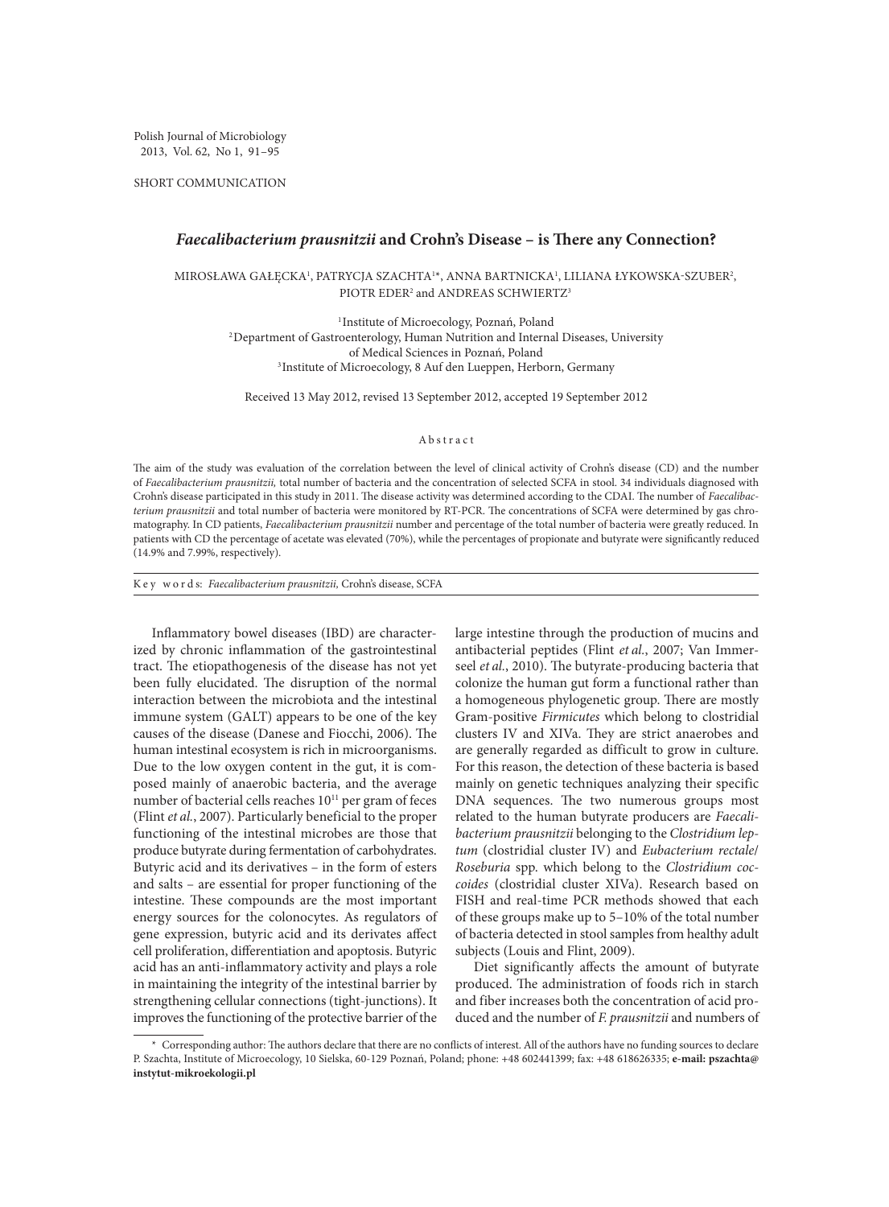SHORT COMMUNICATION

# *Faecalibacterium prausnitzii* and Crohn's Disease – is There any Connection?

MIROSŁAWA GAŁĘCKA[1], PATRYCJA SZACHTA[1]*, ANNA BARTNICKA[1], LILIANA ŁYKOWSKA-SZUBER[2], PIOTR EDER[2] and ANDREAS SCHWIERTZ[3]

[1] Institute of Microecology, Poznań, Poland
[2] Department of Gastroenterology, Human Nutrition and Internal Diseases, University of Medical Sciences in Poznań, Poland
[3] Institute of Microecology, 8 Auf den Lueppen, Herborn, Germany

Received 13 May 2012, revised 13 September 2012, accepted 19 September 2012

## Abstract

The aim of the study was evaluation of the correlation between the level of clinical activity of Crohn's disease (CD) and the number of *Faecalibacterium prausnitzii,* total number of bacteria and the concentration of selected SCFA in stool. 34 individuals diagnosed with Crohn's disease participated in this study in 2011. The disease activity was determined according to the CDAI. The number of *Faecalibacterium prausnitzii* and total number of bacteria were monitored by RT-PCR. The concentrations of SCFA were determined by gas chromatography. In CD patients, *Faecalibacterium prausnitzii* number and percentage of the total number of bacteria were greatly reduced. In patients with CD the percentage of acetate was elevated (70%), while the percentages of propionate and butyrate were significantly reduced (14.9% and 7.99%, respectively).

**Key words:** *Faecalibacterium prausnitzii,* Crohn's disease, SCFA

Inflammatory bowel diseases (IBD) are characterized by chronic inflammation of the gastrointestinal tract. The etiopathogenesis of the disease has not yet been fully elucidated. The disruption of the normal interaction between the microbiota and the intestinal immune system (GALT) appears to be one of the key causes of the disease (Danese and Fiocchi, 2006). The human intestinal ecosystem is rich in microorganisms. Due to the low oxygen content in the gut, it is composed mainly of anaerobic bacteria, and the average number of bacterial cells reaches $10^{11}$ per gram of feces (Flint *et al.*, 2007). Particularly beneficial to the proper functioning of the intestinal microbes are those that produce butyrate during fermentation of carbohydrates. Butyric acid and its derivatives – in the form of esters and salts – are essential for proper functioning of the intestine. These compounds are the most important energy sources for the colonocytes. As regulators of gene expression, butyric acid and its derivates affect cell proliferation, differentiation and apoptosis. Butyric acid has an anti-inflammatory activity and plays a role in maintaining the integrity of the intestinal barrier by strengthening cellular connections (tight-junctions). It improves the functioning of the protective barrier of the large intestine through the production of mucins and antibacterial peptides (Flint *et al.*, 2007; Van Immerseel *et al.*, 2010). The butyrate-producing bacteria that colonize the human gut form a functional rather than a homogeneous phylogenetic group. There are mostly Gram-positive *Firmicutes* which belong to clostridial clusters IV and XIVa. They are strict anaerobes and are generally regarded as difficult to grow in culture. For this reason, the detection of these bacteria is based mainly on genetic techniques analyzing their specific DNA sequences. The two numerous groups most related to the human butyrate producers are *Faecalibacterium prausnitzii* belonging to the *Clostridium leptum* (clostridial cluster IV) and *Eubacterium rectale*/*Roseburia* spp. which belong to the *Clostridium coccoides* (clostridial cluster XIVa). Research based on FISH and real-time PCR methods showed that each of these groups make up to 5–10% of the total number of bacteria detected in stool samples from healthy adult subjects (Louis and Flint, 2009).

Diet significantly affects the amount of butyrate produced. The administration of foods rich in starch and fiber increases both the concentration of acid produced and the number of *F. prausnitzii* and numbers of

\* Corresponding author: The authors declare that there are no conflicts of interest. All of the authors have no funding sources to declare P. Szachta, Institute of Microecology, 10 Sielska, 60-129 Poznań, Poland; phone: +48 602441399; fax: +48 618626335; **e-mail: pszachta@instytut-mikroekologii.pl**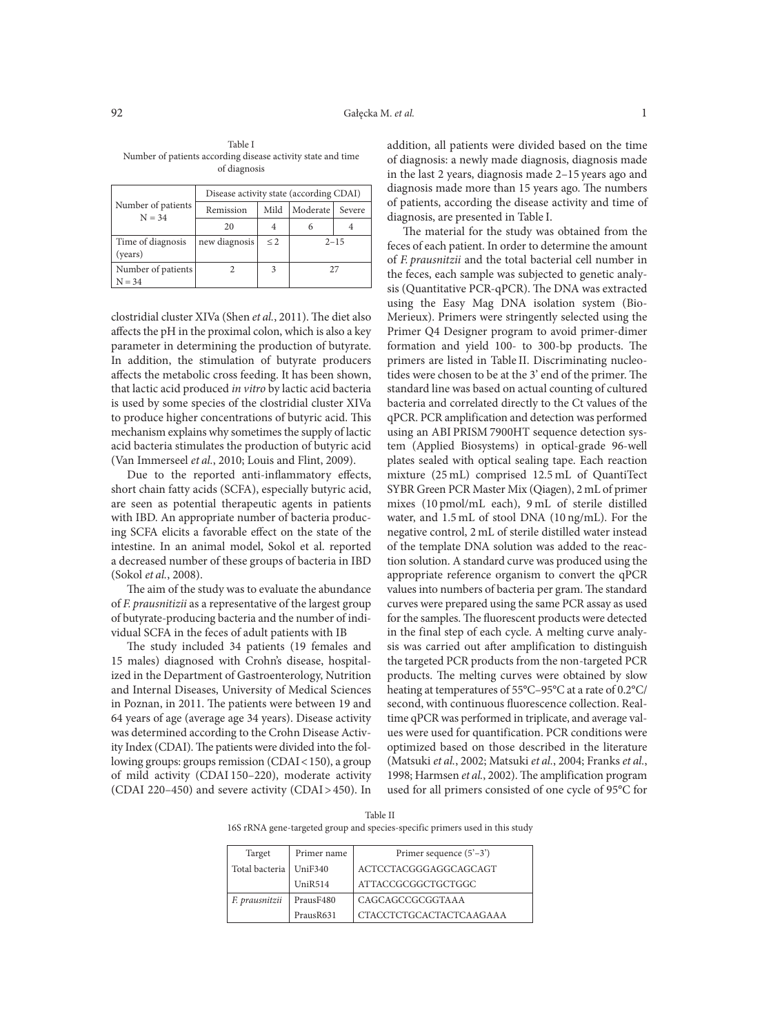Table I
Number of patients according disease activity state and time of diagnosis

| Number of patients N = 34 | Disease activity state (according CDAI) | | | |
|---|---|---|---|---|
| | Remission | Mild | Moderate | Severe |
| | 20 | 4 | 6 | 4 |
| Time of diagnosis (years) | new diagnosis | ≤ 2 | 2–15 | |
| Number of patients N = 34 | 2 | 3 | 27 | |

clostridial cluster XIVa (Shen *et al.*, 2011). The diet also affects the pH in the proximal colon, which is also a key parameter in determining the production of butyrate. In addition, the stimulation of butyrate producers affects the metabolic cross feeding. It has been shown, that lactic acid produced *in vitro* by lactic acid bacteria is used by some species of the clostridial cluster XIVa to produce higher concentrations of butyric acid. This mechanism explains why sometimes the supply of lactic acid bacteria stimulates the production of butyric acid (Van Immerseel *et al.*, 2010; Louis and Flint, 2009).

Due to the reported anti-inflammatory effects, short chain fatty acids (SCFA), especially butyric acid, are seen as potential therapeutic agents in patients with IBD. An appropriate number of bacteria producing SCFA elicits a favorable effect on the state of the intestine. In an animal model, Sokol et al. reported a decreased number of these groups of bacteria in IBD (Sokol *et al.*, 2008).

The aim of the study was to evaluate the abundance of *F. prausnitizii* as a representative of the largest group of butyrate-producing bacteria and the number of individual SCFA in the feces of adult patients with IB

The study included 34 patients (19 females and 15 males) diagnosed with Crohn's disease, hospitalized in the Department of Gastroenterology, Nutrition and Internal Diseases, University of Medical Sciences in Poznan, in 2011. The patients were between 19 and 64 years of age (average age 34 years). Disease activity was determined according to the Crohn Disease Activity Index (CDAI). The patients were divided into the following groups: groups remission (CDAI < 150), a group of mild activity (CDAI 150–220), moderate activity (CDAI 220–450) and severe activity (CDAI > 450). In addition, all patients were divided based on the time of diagnosis: a newly made diagnosis, diagnosis made in the last 2 years, diagnosis made 2–15 years ago and diagnosis made more than 15 years ago. The numbers of patients, according the disease activity and time of diagnosis, are presented in Table I.

The material for the study was obtained from the feces of each patient. In order to determine the amount of *F. prausnitzii* and the total bacterial cell number in the feces, each sample was subjected to genetic analysis (Quantitative PCR-qPCR). The DNA was extracted using the Easy Mag DNA isolation system (Bio-Merieux). Primers were stringently selected using the Primer Q4 Designer program to avoid primer-dimer formation and yield 100- to 300-bp products. The primers are listed in Table II. Discriminating nucleotides were chosen to be at the 3' end of the primer. The standard line was based on actual counting of cultured bacteria and correlated directly to the Ct values of the qPCR. PCR amplification and detection was performed using an ABI PRISM 7900HT sequence detection system (Applied Biosystems) in optical-grade 96-well plates sealed with optical sealing tape. Each reaction mixture (25 mL) comprised 12.5 mL of QuantiTect SYBR Green PCR Master Mix (Qiagen), 2 mL of primer mixes (10 pmol/mL each), 9 mL of sterile distilled water, and 1.5 mL of stool DNA (10 ng/mL). For the negative control, 2 mL of sterile distilled water instead of the template DNA solution was added to the reaction solution. A standard curve was produced using the appropriate reference organism to convert the qPCR values into numbers of bacteria per gram. The standard curves were prepared using the same PCR assay as used for the samples. The fluorescent products were detected in the final step of each cycle. A melting curve analysis was carried out after amplification to distinguish the targeted PCR products from the non-targeted PCR products. The melting curves were obtained by slow heating at temperatures of 55°C–95°C at a rate of 0.2°C/second, with continuous fluorescence collection. Real-time qPCR was performed in triplicate, and average values were used for quantification. PCR conditions were optimized based on those described in the literature (Matsuki *et al.*, 2002; Matsuki *et al.*, 2004; Franks *et al.*, 1998; Harmsen *et al.*, 2002). The amplification program used for all primers consisted of one cycle of 95°C for

Table II
16S rRNA gene-targeted group and species-specific primers used in this study

| Target | Primer name | Primer sequence (5'–3') |
|---|---|---|
| Total bacteria | UniF340 | ACTCCTACGGGAGGCAGCAGT |
| | UniR514 | ATTACCGCGGCTGCTGGC |
| *F. prausnitzii* | PrausF480 | CAGCAGCCGCGGTAAA |
| | PrausR631 | CTACCTCTGCACTACTCAAGAAA |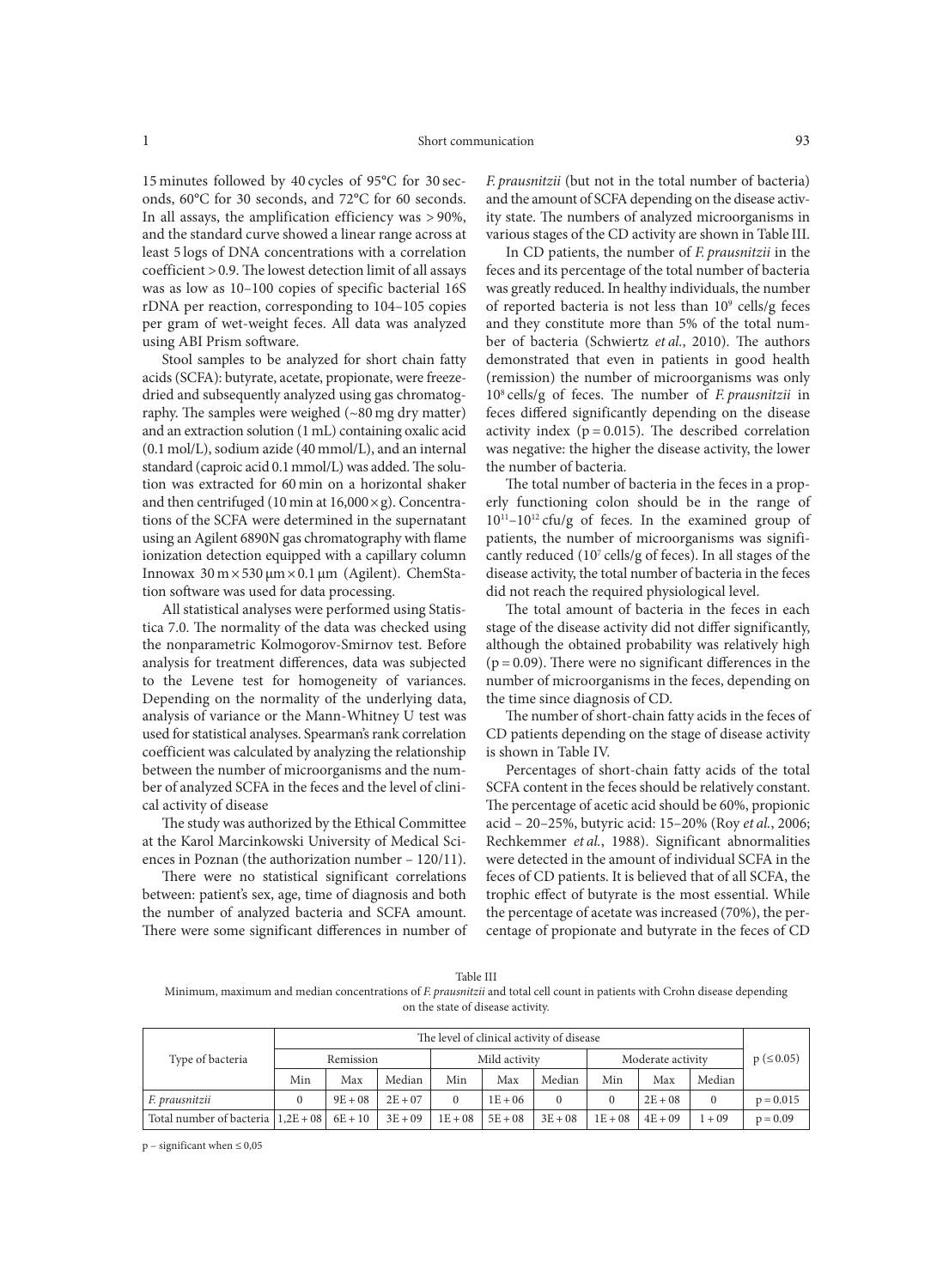15 minutes followed by 40 cycles of 95°C for 30 seconds, 60°C for 30 seconds, and 72°C for 60 seconds. In all assays, the amplification efficiency was > 90%, and the standard curve showed a linear range across at least 5 logs of DNA concentrations with a correlation coefficient > 0.9. The lowest detection limit of all assays was as low as 10–100 copies of specific bacterial 16S rDNA per reaction, corresponding to 104–105 copies per gram of wet-weight feces. All data was analyzed using ABI Prism software.

Stool samples to be analyzed for short chain fatty acids (SCFA): butyrate, acetate, propionate, were freeze-dried and subsequently analyzed using gas chromatography. The samples were weighed (~80 mg dry matter) and an extraction solution (1 mL) containing oxalic acid (0.1 mol/L), sodium azide (40 mmol/L), and an internal standard (caproic acid 0.1 mmol/L) was added. The solution was extracted for 60 min on a horizontal shaker and then centrifuged (10 min at 16,000 × g). Concentrations of the SCFA were determined in the supernatant using an Agilent 6890N gas chromatography with flame ionization detection equipped with a capillary column Innowax 30 m × 530 μm × 0.1 μm (Agilent). ChemStation software was used for data processing.

All statistical analyses were performed using Statistica 7.0. The normality of the data was checked using the nonparametric Kolmogorov-Smirnov test. Before analysis for treatment differences, data was subjected to the Levene test for homogeneity of variances. Depending on the normality of the underlying data, analysis of variance or the Mann-Whitney U test was used for statistical analyses. Spearman's rank correlation coefficient was calculated by analyzing the relationship between the number of microorganisms and the number of analyzed SCFA in the feces and the level of clinical activity of disease

The study was authorized by the Ethical Committee at the Karol Marcinkowski University of Medical Sciences in Poznan (the authorization number – 120/11).

There were no statistical significant correlations between: patient's sex, age, time of diagnosis and both the number of analyzed bacteria and SCFA amount. There were some significant differences in number of *F. prausnitzii* (but not in the total number of bacteria) and the amount of SCFA depending on the disease activity state. The numbers of analyzed microorganisms in various stages of the CD activity are shown in Table III.

In CD patients, the number of *F. prausnitzii* in the feces and its percentage of the total number of bacteria was greatly reduced. In healthy individuals, the number of reported bacteria is not less than $10^9$ cells/g feces and they constitute more than 5% of the total number of bacteria (Schwiertz *et al.*, 2010). The authors demonstrated that even in patients in good health (remission) the number of microorganisms was only $10^8$ cells/g of feces. The number of *F. prausnitzii* in feces differed significantly depending on the disease activity index ($p = 0.015$). The described correlation was negative: the higher the disease activity, the lower the number of bacteria.

The total number of bacteria in the feces in a properly functioning colon should be in the range of $10^{11}$–$10^{12}$ cfu/g of feces. In the examined group of patients, the number of microorganisms was significantly reduced ($10^7$ cells/g of feces). In all stages of the disease activity, the total number of bacteria in the feces did not reach the required physiological level.

The total amount of bacteria in the feces in each stage of the disease activity did not differ significantly, although the obtained probability was relatively high ($p = 0.09$). There were no significant differences in the number of microorganisms in the feces, depending on the time since diagnosis of CD.

The number of short-chain fatty acids in the feces of CD patients depending on the stage of disease activity is shown in Table IV.

Percentages of short-chain fatty acids of the total SCFA content in the feces should be relatively constant. The percentage of acetic acid should be 60%, propionic acid – 20–25%, butyric acid: 15–20% (Roy *et al.*, 2006; Rechkemmer *et al.*, 1988). Significant abnormalities were detected in the amount of individual SCFA in the feces of CD patients. It is believed that of all SCFA, the trophic effect of butyrate is the most essential. While the percentage of acetate was increased (70%), the percentage of propionate and butyrate in the feces of CD

Table III
Minimum, maximum and median concentrations of *F. prausnitzii* and total cell count in patients with Crohn disease depending on the state of disease activity.

| Type of bacteria | The level of clinical activity of disease | | | | | | | | | p (≤ 0.05) |
|---|---|---|---|---|---|---|---|---|---|---|
| | Remission | | | Mild activity | | | Moderate activity | | | |
| | Min | Max | Median | Min | Max | Median | Min | Max | Median | |
| *F. prausnitzii* | 0 | 9E + 08 | 2E + 07 | 0 | 1E + 06 | 0 | 0 | 2E + 08 | 0 | p = 0.015 |
| Total number of bacteria | 1,2E + 08 | 6E + 10 | 3E + 09 | 1E + 08 | 5E + 08 | 3E + 08 | 1E + 08 | 4E + 09 | 1 + 09 | p = 0.09 |

p – significant when ≤ 0,05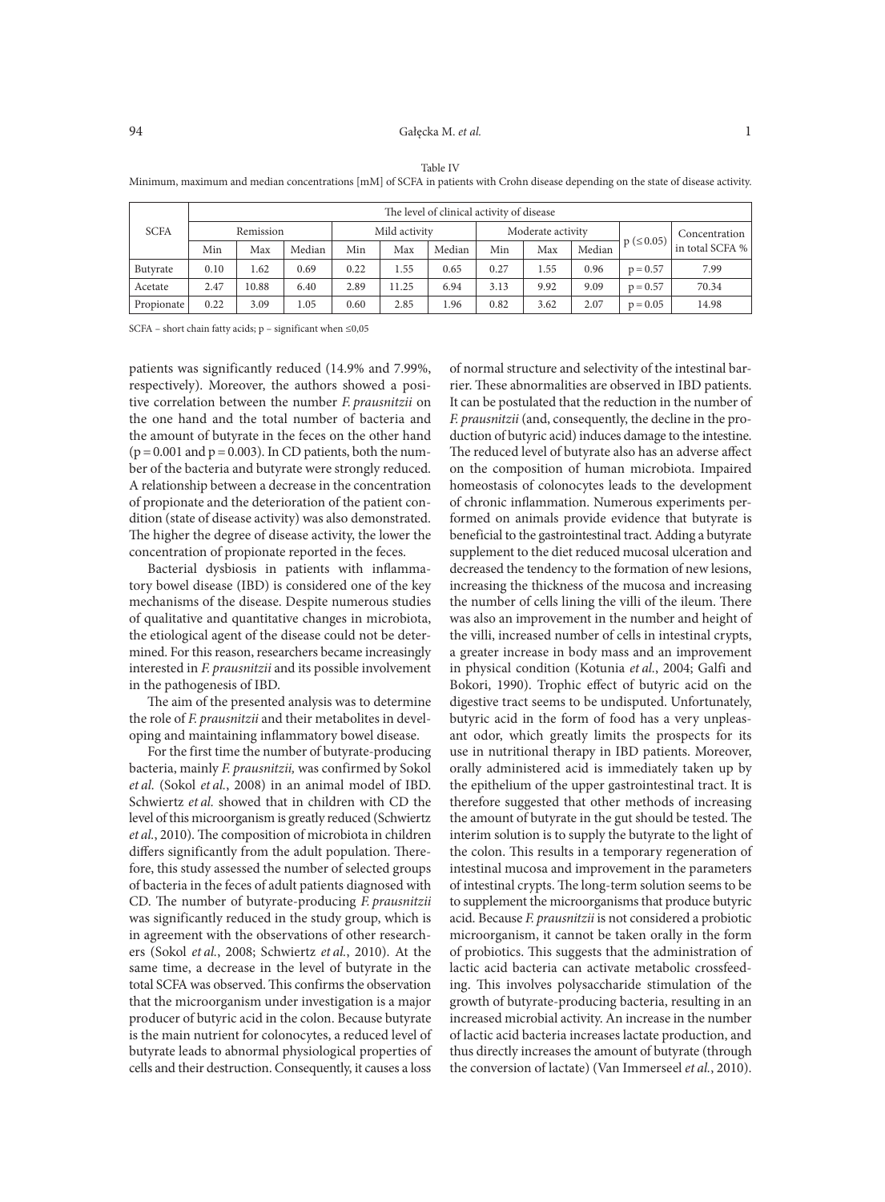Table IV
Minimum, maximum and median concentrations [mM] of SCFA in patients with Crohn disease depending on the state of disease activity.

| SCFA | The level of clinical activity of disease | | | | | | | | | | |
|---|---|---|---|---|---|---|---|---|---|---|---|
| | Remission | | | Mild activity | | | Moderate activity | | | p (≤0.05) | Concentration in total SCFA % |
| | Min | Max | Median | Min | Max | Median | Min | Max | Median | | |
| Butyrate | 0.10 | 1.62 | 0.69 | 0.22 | 1.55 | 0.65 | 0.27 | 1.55 | 0.96 | p = 0.57 | 7.99 |
| Acetate | 2.47 | 10.88 | 6.40 | 2.89 | 11.25 | 6.94 | 3.13 | 9.92 | 9.09 | p = 0.57 | 70.34 |
| Propionate | 0.22 | 3.09 | 1.05 | 0.60 | 2.85 | 1.96 | 0.82 | 3.62 | 2.07 | p = 0.05 | 14.98 |

SCFA – short chain fatty acids; p – significant when ≤0,05

patients was significantly reduced (14.9% and 7.99%, respectively). Moreover, the authors showed a positive correlation between the number *F. prausnitzii* on the one hand and the total number of bacteria and the amount of butyrate in the feces on the other hand ($p = 0.001$ and $p = 0.003$). In CD patients, both the number of the bacteria and butyrate were strongly reduced. A relationship between a decrease in the concentration of propionate and the deterioration of the patient condition (state of disease activity) was also demonstrated. The higher the degree of disease activity, the lower the concentration of propionate reported in the feces.

Bacterial dysbiosis in patients with inflammatory bowel disease (IBD) is considered one of the key mechanisms of the disease. Despite numerous studies of qualitative and quantitative changes in microbiota, the etiological agent of the disease could not be determined. For this reason, researchers became increasingly interested in *F. prausnitzii* and its possible involvement in the pathogenesis of IBD.

The aim of the presented analysis was to determine the role of *F. prausnitzii* and their metabolites in developing and maintaining inflammatory bowel disease.

For the first time the number of butyrate-producing bacteria, mainly *F. prausnitzii,* was confirmed by Sokol *et al.* (Sokol *et al.*, 2008) in an animal model of IBD. Schwiertz *et al.* showed that in children with CD the level of this microorganism is greatly reduced (Schwiertz *et al.*, 2010). The composition of microbiota in children differs significantly from the adult population. Therefore, this study assessed the number of selected groups of bacteria in the feces of adult patients diagnosed with CD. The number of butyrate-producing *F. prausnitzii* was significantly reduced in the study group, which is in agreement with the observations of other researchers (Sokol *et al.*, 2008; Schwiertz *et al.*, 2010). At the same time, a decrease in the level of butyrate in the total SCFA was observed. This confirms the observation that the microorganism under investigation is a major producer of butyric acid in the colon. Because butyrate is the main nutrient for colonocytes, a reduced level of butyrate leads to abnormal physiological properties of cells and their destruction. Consequently, it causes a loss of normal structure and selectivity of the intestinal barrier. These abnormalities are observed in IBD patients. It can be postulated that the reduction in the number of *F. prausnitzii* (and, consequently, the decline in the production of butyric acid) induces damage to the intestine. The reduced level of butyrate also has an adverse affect on the composition of human microbiota. Impaired homeostasis of colonocytes leads to the development of chronic inflammation. Numerous experiments performed on animals provide evidence that butyrate is beneficial to the gastrointestinal tract. Adding a butyrate supplement to the diet reduced mucosal ulceration and decreased the tendency to the formation of new lesions, increasing the thickness of the mucosa and increasing the number of cells lining the villi of the ileum. There was also an improvement in the number and height of the villi, increased number of cells in intestinal crypts, a greater increase in body mass and an improvement in physical condition (Kotunia *et al.*, 2004; Galfi and Bokori, 1990). Trophic effect of butyric acid on the digestive tract seems to be undisputed. Unfortunately, butyric acid in the form of food has a very unpleasant odor, which greatly limits the prospects for its use in nutritional therapy in IBD patients. Moreover, orally administered acid is immediately taken up by the epithelium of the upper gastrointestinal tract. It is therefore suggested that other methods of increasing the amount of butyrate in the gut should be tested. The interim solution is to supply the butyrate to the light of the colon. This results in a temporary regeneration of intestinal mucosa and improvement in the parameters of intestinal crypts. The long-term solution seems to be to supplement the microorganisms that produce butyric acid. Because *F. prausnitzii* is not considered a probiotic microorganism, it cannot be taken orally in the form of probiotics. This suggests that the administration of lactic acid bacteria can activate metabolic crossfeeding. This involves polysaccharide stimulation of the growth of butyrate-producing bacteria, resulting in an increased microbial activity. An increase in the number of lactic acid bacteria increases lactate production, and thus directly increases the amount of butyrate (through the conversion of lactate) (Van Immerseel *et al.*, 2010).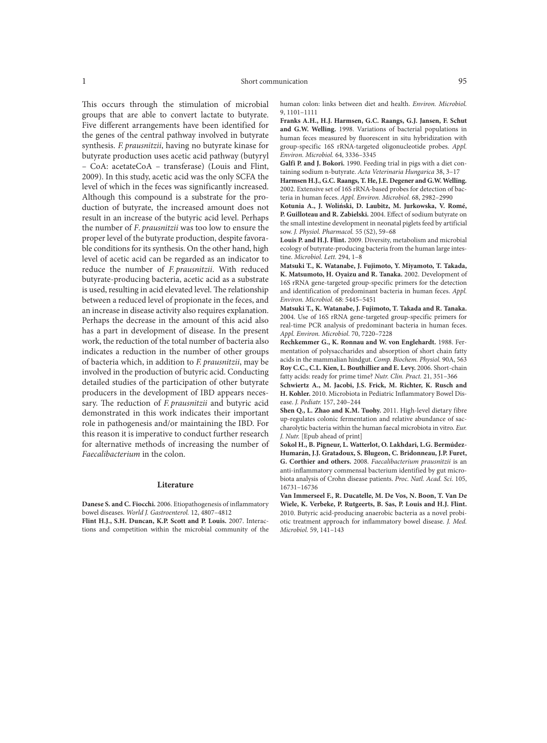This occurs through the stimulation of microbial groups that are able to convert lactate to butyrate. Five different arrangements have been identified for the genes of the central pathway involved in butyrate synthesis. *F. prausnitzii*, having no butyrate kinase for butyrate production uses acetic acid pathway (butyryl – CoA: acetateCoA – transferase) (Louis and Flint, 2009). In this study, acetic acid was the only SCFA the level of which in the feces was significantly increased. Although this compound is a substrate for the production of butyrate, the increased amount does not result in an increase of the butyric acid level. Perhaps the number of *F. prausnitzii* was too low to ensure the proper level of the butyrate production, despite favorable conditions for its synthesis. On the other hand, high level of acetic acid can be regarded as an indicator to reduce the number of *F. prausnitzii*. With reduced butyrate-producing bacteria, acetic acid as a substrate is used, resulting in acid elevated level. The relationship between a reduced level of propionate in the feces, and an increase in disease activity also requires explanation. Perhaps the decrease in the amount of this acid also has a part in development of disease. In the present work, the reduction of the total number of bacteria also indicates a reduction in the number of other groups of bacteria which, in addition to *F. prausnitzii*, may be involved in the production of butyric acid. Conducting detailed studies of the participation of other butyrate producers in the development of IBD appears necessary. The reduction of *F. prausnitzii* and butyric acid demonstrated in this work indicates their important role in pathogenesis and/or maintaining the IBD. For this reason it is imperative to conduct further research for alternative methods of increasing the number of *Faecalibacterium* in the colon.

## Literature

**Danese S. and C. Fiocchi.** 2006. Etiopathogenesis of inflammatory bowel diseases. *World J. Gastroenterol.* 12, 4807–4812

**Flint H.J., S.H. Duncan, K.P. Scott and P. Louis.** 2007. Interactions and competition within the microbial community of the human colon: links between diet and health. *Environ. Microbiol.* 9, 1101–1111

**Franks A.H., H.J. Harmsen, G.C. Raangs, G.J. Jansen, F. Schut and G.W. Welling.** 1998. Variations of bacterial populations in human feces measured by fluorescent in situ hybridization with group-specific 16S rRNA-targeted oligonucleotide probes. *Appl. Environ. Microbiol.* 64, 3336–3345

**Galfi P. and J. Bokori.** 1990. Feeding trial in pigs with a diet containing sodium n-butyrate. *Acta Veterinaria Hungarica* 38, 3–17

**Harmsen H.J., G.C. Raangs, T. He, J.E. Degener and G.W. Welling.** 2002. Extensive set of 16S rRNA-based probes for detection of bacteria in human feces. *Appl. Environ. Microbiol.* 68, 2982–2990

**Kotunia A., J. Woliński, D. Laubitz, M. Jurkowska, V. Romé, P. Guilloteau and R. Zabielski.** 2004. Effect of sodium butyrate on the small intestine development in neonatal piglets feed by artificial sow. *J. Physiol. Pharmacol.* 55 (S2), 59–68

**Louis P. and H.J. Flint.** 2009. Diversity, metabolism and microbial ecology of butyrate-producing bacteria from the human large intestine. *Microbiol. Lett.* 294, 1–8

**Matsuki T., K. Watanabe, J. Fujimoto, Y. Miyamoto, T. Takada, K. Matsumoto, H. Oyaizu and R. Tanaka.** 2002. Development of 16S rRNA gene-targeted group-specific primers for the detection and identification of predominant bacteria in human feces. *Appl. Environ. Microbiol.* 68: 5445–5451

**Matsuki T., K. Watanabe, J. Fujimoto, T. Takada and R. Tanaka.** 2004. Use of 16S rRNA gene-targeted group-specific primers for real-time PCR analysis of predominant bacteria in human feces. *Appl. Environ. Microbiol.* 70, 7220–7228

**Rechkemmer G., K. Ronnau and W. von Englehardt.** 1988. Fermentation of polysaccharides and absorption of short chain fatty acids in the mammalian hindgut. *Comp. Biochem. Physiol.* 90A, 563

**Roy C.C., C.L. Kien, L. Bouthillier and E. Levy.** 2006. Short-chain fatty acids: ready for prime time? *Nutr. Clin. Pract.* 21, 351–366

**Schwiertz A., M. Jacobi, J.S. Frick, M. Richter, K. Rusch and H. Kohler.** 2010. Microbiota in Pediatric Inflammatory Bowel Disease. *J. Pediatr.* 157, 240–244

**Shen Q., L. Zhao and K.M. Tuohy.** 2011. High-level dietary fibre up-regulates colonic fermentation and relative abundance of saccharolytic bacteria within the human faecal microbiota in vitro. *Eur. J. Nutr.* [Epub ahead of print]

**Sokol H., B. Pigneur, L. Watterlot, O. Lakhdari, L.G. Bermúdez-Humarán, J.J. Gratadoux, S. Blugeon, C. Bridonneau, J.P. Furet, G. Corthier and others.** 2008. *Faecalibacterium prausnitzii* is an anti-inflammatory commensal bacterium identified by gut microbiota analysis of Crohn disease patients. *Proc. Natl. Acad. Sci.* 105, 16731–16736

**Van Immerseel F., R. Ducatelle, M. De Vos, N. Boon, T. Van De Wiele, K. Verbeke, P. Rutgeerts, B. Sas, P. Louis and H.J. Flint.** 2010. Butyric acid-producing anaerobic bacteria as a novel probiotic treatment approach for inflammatory bowel disease. *J. Med. Microbiol.* 59, 141–143